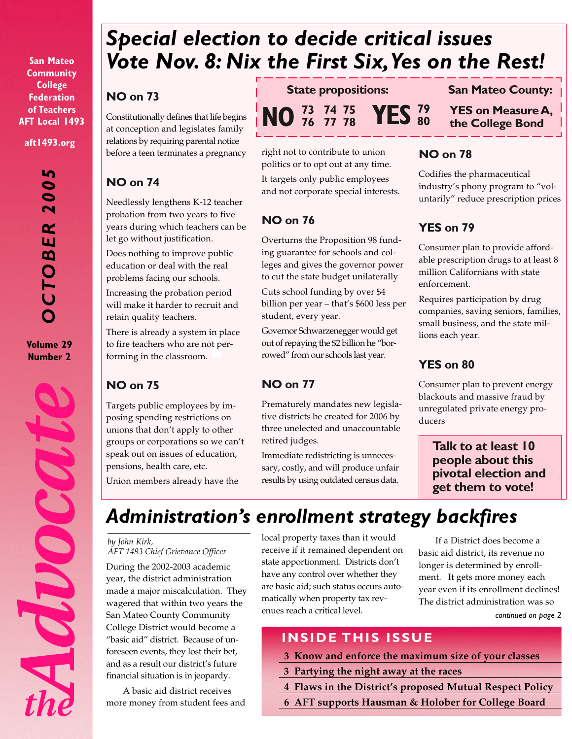San Mateo Community College Federation of Teachers AFT Local 1493

aft1493.org

OCTOBER 2005

Volume 29 Number 2

# *the Advocate*

## *Special election to decide critical issues Vote Nov. 8: Nix the First Six, Yes on the Rest!*

**State propositions:**

**NO** 73 74 75 76 77 78 **YES** 79 80

**San Mateo County:**

**YES on Measure A, the College Bond**

### NO on 73

Constitutionally defines that life begins at conception and legislates family relations by requiring parental notice before a teen terminates a pregnancy

### NO on 74

Needlessly lengthens K-12 teacher probation from two years to five years during which teachers can be let go without justification.

Does nothing to improve public education or deal with the real problems facing our schools.

Increasing the probation period will make it harder to recruit and retain quality teachers.

There is already a system in place to fire teachers who are not performing in the classroom.

### NO on 75

Targets public employees by imposing spending restrictions on unions that don't apply to other groups or corporations so we can't speak out on issues of education, pensions, health care, etc.

Union members already have the right not to contribute to union politics or to opt out at any time.

It targets only public employees and not corporate special interests.

### NO on 76

Overturns the Proposition 98 funding guarantee for schools and colleges and gives the governor power to cut the state budget unilaterally

Cuts school funding by over $4 billion per year – that's $600 less per student, every year.

Governor Schwarzenegger would get out of repaying the $2 billion he "borrowed" from our schools last year.

### NO on 77

Prematurely mandates new legislative districts be created for 2006 by three unelected and unaccountable retired judges.

Immediate redistricting is unnecessary, costly, and will produce unfair results by using outdated census data.

### NO on 78

Codifies the pharmaceutical industry's phony program to "voluntarily" reduce prescription prices

### YES on 79

Consumer plan to provide affordable prescription drugs to at least 8 million Californians with state enforcement.

Requires participation by drug companies, saving seniors, families, small business, and the state millions each year.

### YES on 80

Consumer plan to prevent energy blackouts and massive fraud by unregulated private energy producers

**Talk to at least 10 people about this pivotal election and get them to vote!**

## *Administration's enrollment strategy backfires*

*by John Kirk, AFT 1493 Chief Grievance Officer*

During the 2002-2003 academic year, the district administration made a major miscalculation. They wagered that within two years the San Mateo County Community College District would become a "basic aid" district. Because of unforeseen events, they lost their bet, and as a result our district's future financial situation is in jeopardy.

A basic aid district receives more money from student fees and local property taxes than it would receive if it remained dependent on state apportionment. Districts don't have any control over whether they are basic aid; such status occurs automatically when property tax revenues reach a critical level.

If a District does become a basic aid district, its revenue no longer is determined by enrollment. It gets more money each year even if its enrollment declines! The district administration was so

*continued on page 2*

## INSIDE THIS ISSUE

- 3 Know and enforce the maximum size of your classes
- 3 Partying the night away at the races
- 4 Flaws in the District's proposed Mutual Respect Policy
- 6 AFT supports Hausman & Holober for College Board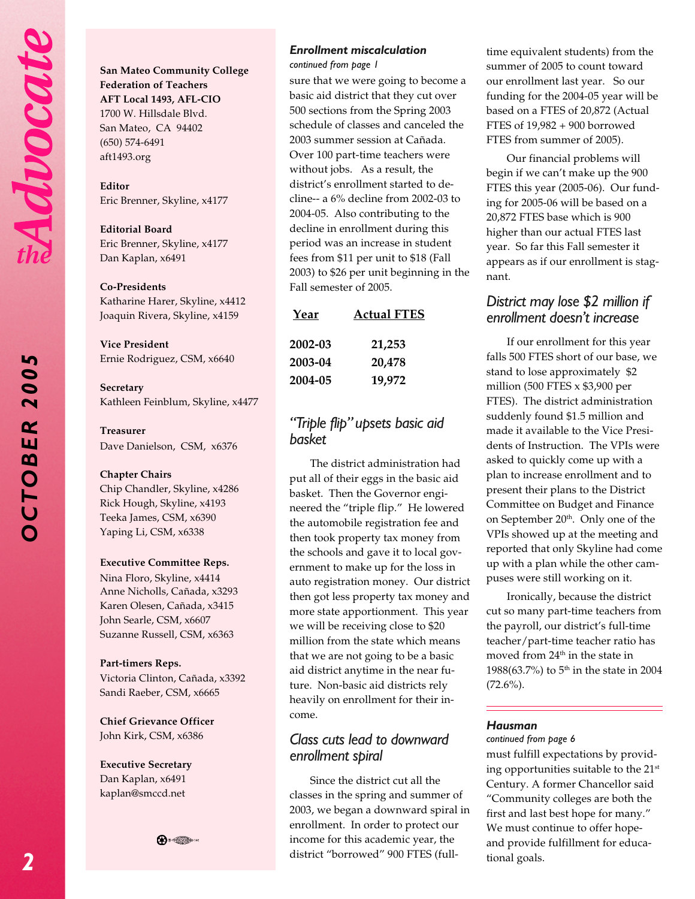**San Mateo Community College Federation of Teachers**
**AFT Local 1493, AFL-CIO**
1700 W. Hillsdale Blvd.
San Mateo, CA 94402
(650) 574-6491
aft1493.org

**Editor**
Eric Brenner, Skyline, x4177

**Editorial Board**
Eric Brenner, Skyline, x4177
Dan Kaplan, x6491

**Co-Presidents**
Katharine Harer, Skyline, x4412
Joaquin Rivera, Skyline, x4159

**Vice President**
Ernie Rodriguez, CSM, x6640

**Secretary**
Kathleen Feinblum, Skyline, x4477

**Treasurer**
Dave Danielson, CSM, x6376

**Chapter Chairs**
Chip Chandler, Skyline, x4286
Rick Hough, Skyline, x4193
Teeka James, CSM, x6390
Yaping Li, CSM, x6338

**Executive Committee Reps.**
Nina Floro, Skyline, x4414
Anne Nicholls, Cañada, x3293
Karen Olesen, Cañada, x3415
John Searle, CSM, x6607
Suzanne Russell, CSM, x6363

**Part-timers Reps.**
Victoria Clinton, Cañada, x3392
Sandi Raeber, CSM, x6665

**Chief Grievance Officer**
John Kirk, CSM, x6386

**Executive Secretary**
Dan Kaplan, x6491
kaplan@smccd.net

### Enrollment miscalculation

*continued from page 1*

sure that we were going to become a basic aid district that they cut over 500 sections from the Spring 2003 schedule of classes and canceled the 2003 summer session at Cañada. Over 100 part-time teachers were without jobs. As a result, the district's enrollment started to decline-- a 6% decline from 2002-03 to 2004-05. Also contributing to the decline in enrollment during this period was an increase in student fees from $11 per unit to $18 (Fall 2003) to $26 per unit beginning in the Fall semester of 2005.

| Year | Actual FTES |
|---|---|
| 2002-03 | 21,253 |
| 2003-04 | 20,478 |
| 2004-05 | 19,972 |

### "Triple flip" upsets basic aid basket

The district administration had put all of their eggs in the basic aid basket. Then the Governor engineered the "triple flip." He lowered the automobile registration fee and then took property tax money from the schools and gave it to local government to make up for the loss in auto registration money. Our district then got less property tax money and more state apportionment. This year we will be receiving close to $20 million from the state which means that we are not going to be a basic aid district anytime in the near future. Non-basic aid districts rely heavily on enrollment for their income.

### Class cuts lead to downward enrollment spiral

Since the district cut all the classes in the spring and summer of 2003, we began a downward spiral in enrollment. In order to protect our income for this academic year, the district "borrowed" 900 FTES (full-time equivalent students) from the summer of 2005 to count toward our enrollment last year. So our funding for the 2004-05 year will be based on a FTES of 20,872 (Actual FTES of 19,982 + 900 borrowed FTES from summer of 2005).

Our financial problems will begin if we can't make up the 900 FTES this year (2005-06). Our funding for 2005-06 will be based on a 20,872 FTES base which is 900 higher than our actual FTES last year. So far this Fall semester it appears as if our enrollment is stagnant.

### District may lose $2 million if enrollment doesn't increase

If our enrollment for this year falls 500 FTES short of our base, we stand to lose approximately $2 million (500 FTES x $3,900 per FTES). The district administration suddenly found $1.5 million and made it available to the Vice Presidents of Instruction. The VPIs were asked to quickly come up with a plan to increase enrollment and to present their plans to the District Committee on Budget and Finance on September 20th. Only one of the VPIs showed up at the meeting and reported that only Skyline had come up with a plan while the other campuses were still working on it.

Ironically, because the district cut so many part-time teachers from the payroll, our district's full-time teacher/part-time teacher ratio has moved from 24th in the state in 1988(63.7%) to 5th in the state in 2004 (72.6%).

### Hausman

*continued from page 6*

must fulfill expectations by providing opportunities suitable to the 21st Century. A former Chancellor said "Community colleges are both the first and last best hope for many." We must continue to offer hope- and provide fulfillment for educational goals.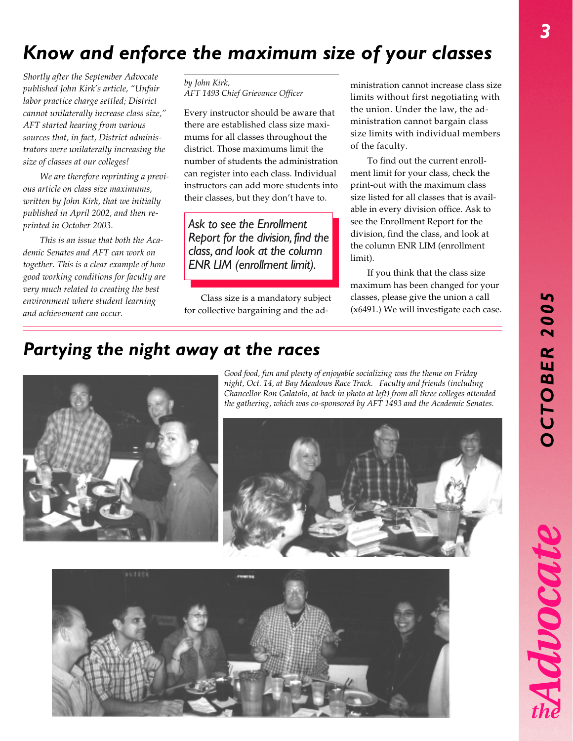# Know and enforce the maximum size of your classes

*Shortly after the September Advocate published John Kirk's article, "Unfair labor practice charge settled; District cannot unilaterally increase class size," AFT started hearing from various sources that, in fact, District administrators were unilaterally increasing the size of classes at our colleges!*

*We are therefore reprinting a previous article on class size maximums, written by John Kirk, that we initially published in April 2002, and then reprinted in October 2003.*

*This is an issue that both the Academic Senates and AFT can work on together. This is a clear example of how good working conditions for faculty are very much related to creating the best environment where student learning and achievement can occur.*

*by John Kirk,*
*AFT 1493 Chief Grievance Officer*

Every instructor should be aware that there are established class size maximums for all classes throughout the district. Those maximums limit the number of students the administration can register into each class. Individual instructors can add more students into their classes, but they don't have to.

> *Ask to see the Enrollment Report for the division, find the class, and look at the column ENR LIM (enrollment limit).*

Class size is a mandatory subject for collective bargaining and the administration cannot increase class size limits without first negotiating with the union. Under the law, the administration cannot bargain class size limits with individual members of the faculty.

To find out the current enrollment limit for your class, check the print-out with the maximum class size listed for all classes that is available in every division office. Ask to see the Enrollment Report for the division, find the class, and look at the column ENR LIM (enrollment limit).

If you think that the class size maximum has been changed for your classes, please give the union a call (x6491.) We will investigate each case.

# Partying the night away at the races

*Good food, fun and plenty of enjoyable socializing was the theme on Friday night, Oct. 14, at Bay Meadows Race Track. Faculty and friends (including Chancellor Ron Galatolo, at back in photo at left) from all three colleges attended the gathering, which was co-sponsored by AFT 1493 and the Academic Senates.*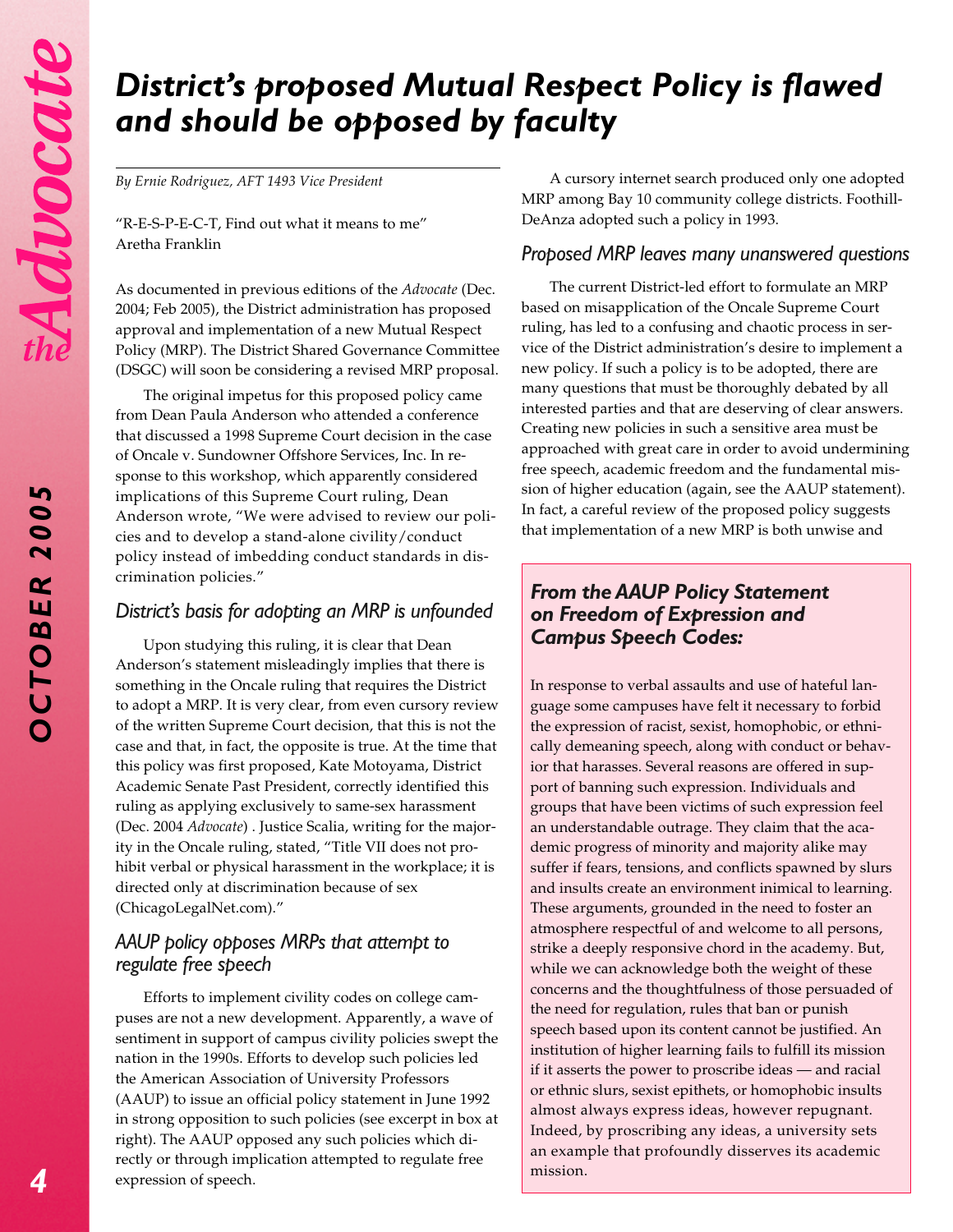# District's proposed Mutual Respect Policy is flawed and should be opposed by faculty

*By Ernie Rodriguez, AFT 1493 Vice President*

"R-E-S-P-E-C-T, Find out what it means to me"
Aretha Franklin

As documented in previous editions of the *Advocate* (Dec. 2004; Feb 2005), the District administration has proposed approval and implementation of a new Mutual Respect Policy (MRP). The District Shared Governance Committee (DSGC) will soon be considering a revised MRP proposal.

The original impetus for this proposed policy came from Dean Paula Anderson who attended a conference that discussed a 1998 Supreme Court decision in the case of Oncale v. Sundowner Offshore Services, Inc. In response to this workshop, which apparently considered implications of this Supreme Court ruling, Dean Anderson wrote, "We were advised to review our policies and to develop a stand-alone civility/conduct policy instead of imbedding conduct standards in discrimination policies."

## District's basis for adopting an MRP is unfounded

Upon studying this ruling, it is clear that Dean Anderson's statement misleadingly implies that there is something in the Oncale ruling that requires the District to adopt a MRP. It is very clear, from even cursory review of the written Supreme Court decision, that this is not the case and that, in fact, the opposite is true. At the time that this policy was first proposed, Kate Motoyama, District Academic Senate Past President, correctly identified this ruling as applying exclusively to same-sex harassment (Dec. 2004 *Advocate*) . Justice Scalia, writing for the majority in the Oncale ruling, stated, "Title VII does not prohibit verbal or physical harassment in the workplace; it is directed only at discrimination because of sex (ChicagoLegalNet.com)."

## AAUP policy opposes MRPs that attempt to regulate free speech

Efforts to implement civility codes on college campuses are not a new development. Apparently, a wave of sentiment in support of campus civility policies swept the nation in the 1990s. Efforts to develop such policies led the American Association of University Professors (AAUP) to issue an official policy statement in June 1992 in strong opposition to such policies (see excerpt in box at right). The AAUP opposed any such policies which directly or through implication attempted to regulate free expression of speech.

A cursory internet search produced only one adopted MRP among Bay 10 community college districts. Foothill-DeAnza adopted such a policy in 1993.

## Proposed MRP leaves many unanswered questions

The current District-led effort to formulate an MRP based on misapplication of the Oncale Supreme Court ruling, has led to a confusing and chaotic process in service of the District administration's desire to implement a new policy. If such a policy is to be adopted, there are many questions that must be thoroughly debated by all interested parties and that are deserving of clear answers. Creating new policies in such a sensitive area must be approached with great care in order to avoid undermining free speech, academic freedom and the fundamental mission of higher education (again, see the AAUP statement). In fact, a careful review of the proposed policy suggests that implementation of a new MRP is both unwise and

### From the AAUP Policy Statement on Freedom of Expression and Campus Speech Codes:

In response to verbal assaults and use of hateful language some campuses have felt it necessary to forbid the expression of racist, sexist, homophobic, or ethnically demeaning speech, along with conduct or behavior that harasses. Several reasons are offered in support of banning such expression. Individuals and groups that have been victims of such expression feel an understandable outrage. They claim that the academic progress of minority and majority alike may suffer if fears, tensions, and conflicts spawned by slurs and insults create an environment inimical to learning. These arguments, grounded in the need to foster an atmosphere respectful of and welcome to all persons, strike a deeply responsive chord in the academy. But, while we can acknowledge both the weight of these concerns and the thoughtfulness of those persuaded of the need for regulation, rules that ban or punish speech based upon its content cannot be justified. An institution of higher learning fails to fulfill its mission if it asserts the power to proscribe ideas — and racial or ethnic slurs, sexist epithets, or homophobic insults almost always express ideas, however repugnant. Indeed, by proscribing any ideas, a university sets an example that profoundly disserves its academic mission.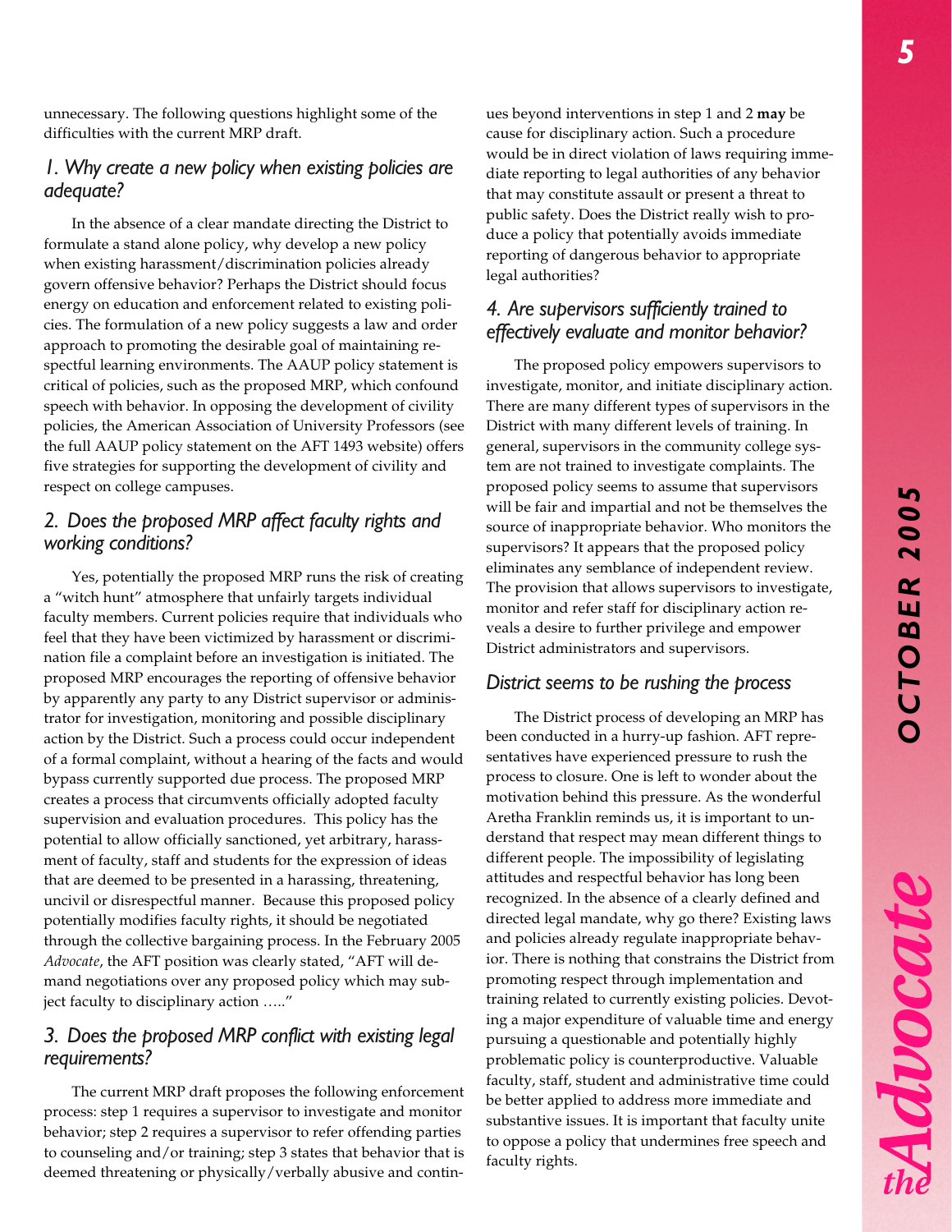unnecessary. The following questions highlight some of the difficulties with the current MRP draft.

## *1. Why create a new policy when existing policies are adequate?*

In the absence of a clear mandate directing the District to formulate a stand alone policy, why develop a new policy when existing harassment/discrimination policies already govern offensive behavior? Perhaps the District should focus energy on education and enforcement related to existing policies. The formulation of a new policy suggests a law and order approach to promoting the desirable goal of maintaining respectful learning environments. The AAUP policy statement is critical of policies, such as the proposed MRP, which confound speech with behavior. In opposing the development of civility policies, the American Association of University Professors (see the full AAUP policy statement on the AFT 1493 website) offers five strategies for supporting the development of civility and respect on college campuses.

## *2. Does the proposed MRP affect faculty rights and working conditions?*

Yes, potentially the proposed MRP runs the risk of creating a "witch hunt" atmosphere that unfairly targets individual faculty members. Current policies require that individuals who feel that they have been victimized by harassment or discrimination file a complaint before an investigation is initiated. The proposed MRP encourages the reporting of offensive behavior by apparently any party to any District supervisor or administrator for investigation, monitoring and possible disciplinary action by the District. Such a process could occur independent of a formal complaint, without a hearing of the facts and would bypass currently supported due process. The proposed MRP creates a process that circumvents officially adopted faculty supervision and evaluation procedures. This policy has the potential to allow officially sanctioned, yet arbitrary, harassment of faculty, staff and students for the expression of ideas that are deemed to be presented in a harassing, threatening, uncivil or disrespectful manner. Because this proposed policy potentially modifies faculty rights, it should be negotiated through the collective bargaining process. In the February 2005 *Advocate*, the AFT position was clearly stated, "AFT will demand negotiations over any proposed policy which may subject faculty to disciplinary action ….."

## *3. Does the proposed MRP conflict with existing legal requirements?*

The current MRP draft proposes the following enforcement process: step 1 requires a supervisor to investigate and monitor behavior; step 2 requires a supervisor to refer offending parties to counseling and/or training; step 3 states that behavior that is deemed threatening or physically/verbally abusive and continues beyond interventions in step 1 and 2 **may** be cause for disciplinary action. Such a procedure would be in direct violation of laws requiring immediate reporting to legal authorities of any behavior that may constitute assault or present a threat to public safety. Does the District really wish to produce a policy that potentially avoids immediate reporting of dangerous behavior to appropriate legal authorities?

## *4. Are supervisors sufficiently trained to effectively evaluate and monitor behavior?*

The proposed policy empowers supervisors to investigate, monitor, and initiate disciplinary action. There are many different types of supervisors in the District with many different levels of training. In general, supervisors in the community college system are not trained to investigate complaints. The proposed policy seems to assume that supervisors will be fair and impartial and not be themselves the source of inappropriate behavior. Who monitors the supervisors? It appears that the proposed policy eliminates any semblance of independent review. The provision that allows supervisors to investigate, monitor and refer staff for disciplinary action reveals a desire to further privilege and empower District administrators and supervisors.

## *District seems to be rushing the process*

The District process of developing an MRP has been conducted in a hurry-up fashion. AFT representatives have experienced pressure to rush the process to closure. One is left to wonder about the motivation behind this pressure. As the wonderful Aretha Franklin reminds us, it is important to understand that respect may mean different things to different people. The impossibility of legislating attitudes and respectful behavior has long been recognized. In the absence of a clearly defined and directed legal mandate, why go there? Existing laws and policies already regulate inappropriate behavior. There is nothing that constrains the District from promoting respect through implementation and training related to currently existing policies. Devoting a major expenditure of valuable time and energy pursuing a questionable and potentially highly problematic policy is counterproductive. Valuable faculty, staff, student and administrative time could be better applied to address more immediate and substantive issues. It is important that faculty unite to oppose a policy that undermines free speech and faculty rights.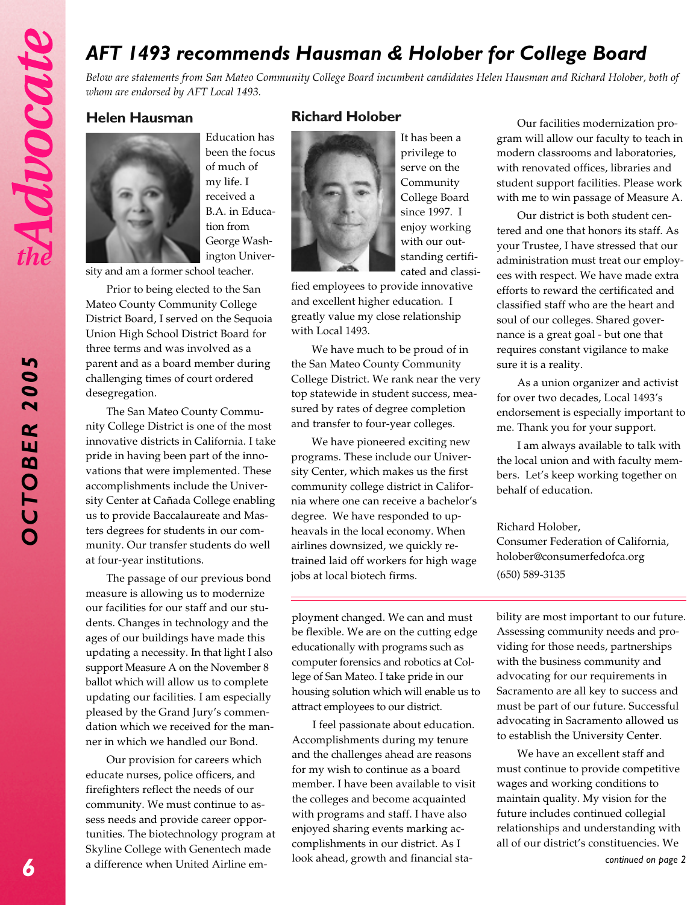# AFT 1493 recommends Hausman & Holober for College Board

*Below are statements from San Mateo Community College Board incumbent candidates Helen Hausman and Richard Holober, both of whom are endorsed by AFT Local 1493.*

## Helen Hausman

Education has been the focus of much of my life. I received a B.A. in Education from George Washington University and am a former school teacher.

Prior to being elected to the San Mateo County Community College District Board, I served on the Sequoia Union High School District Board for three terms and was involved as a parent and as a board member during challenging times of court ordered desegregation.

The San Mateo County Community College District is one of the most innovative districts in California. I take pride in having been part of the innovations that were implemented. These accomplishments include the University Center at Cañada College enabling us to provide Baccalaureate and Masters degrees for students in our community. Our transfer students do well at four-year institutions.

The passage of our previous bond measure is allowing us to modernize our facilities for our staff and our students. Changes in technology and the ages of our buildings have made this updating a necessity. In that light I also support Measure A on the November 8 ballot which will allow us to complete updating our facilities. I am especially pleased by the Grand Jury's commendation which we received for the manner in which we handled our Bond.

Our provision for careers which educate nurses, police officers, and firefighters reflect the needs of our community. We must continue to assess needs and provide career opportunities. The biotechnology program at Skyline College with Genentech made a difference when United Airline employment changed. We can and must be flexible. We are on the cutting edge educationally with programs such as computer forensics and robotics at College of San Mateo. I take pride in our housing solution which will enable us to attract employees to our district.

I feel passionate about education. Accomplishments during my tenure and the challenges ahead are reasons for my wish to continue as a board member. I have been available to visit the colleges and become acquainted with programs and staff. I have also enjoyed sharing events marking accomplishments in our district. As I look ahead, growth and financial stability are most important to our future. Assessing community needs and providing for those needs, partnerships with the business community and advocating for our requirements in Sacramento are all key to success and must be part of our future. Successful advocating in Sacramento allowed us to establish the University Center.

We have an excellent staff and must continue to provide competitive wages and working conditions to maintain quality. My vision for the future includes continued collegial relationships and understanding with all of our district's constituencies. We

*continued on page 2*

## Richard Holober

It has been a privilege to serve on the Community College Board since 1997. I enjoy working with our outstanding certificated and classified employees to provide innovative and excellent higher education. I greatly value my close relationship with Local 1493.

We have much to be proud of in the San Mateo County Community College District. We rank near the very top statewide in student success, measured by rates of degree completion and transfer to four-year colleges.

We have pioneered exciting new programs. These include our University Center, which makes us the first community college district in California where one can receive a bachelor's degree. We have responded to upheavals in the local economy. When airlines downsized, we quickly retrained laid off workers for high wage jobs at local biotech firms.

Our facilities modernization program will allow our faculty to teach in modern classrooms and laboratories, with renovated offices, libraries and student support facilities. Please work with me to win passage of Measure A.

Our district is both student centered and one that honors its staff. As your Trustee, I have stressed that our administration must treat our employees with respect. We have made extra efforts to reward the certificated and classified staff who are the heart and soul of our colleges. Shared governance is a great goal - but one that requires constant vigilance to make sure it is a reality.

As a union organizer and activist for over two decades, Local 1493's endorsement is especially important to me. Thank you for your support.

I am always available to talk with the local union and with faculty members. Let's keep working together on behalf of education.

Richard Holober,
Consumer Federation of California,
holober@consumerfedofca.org
(650) 589-3135